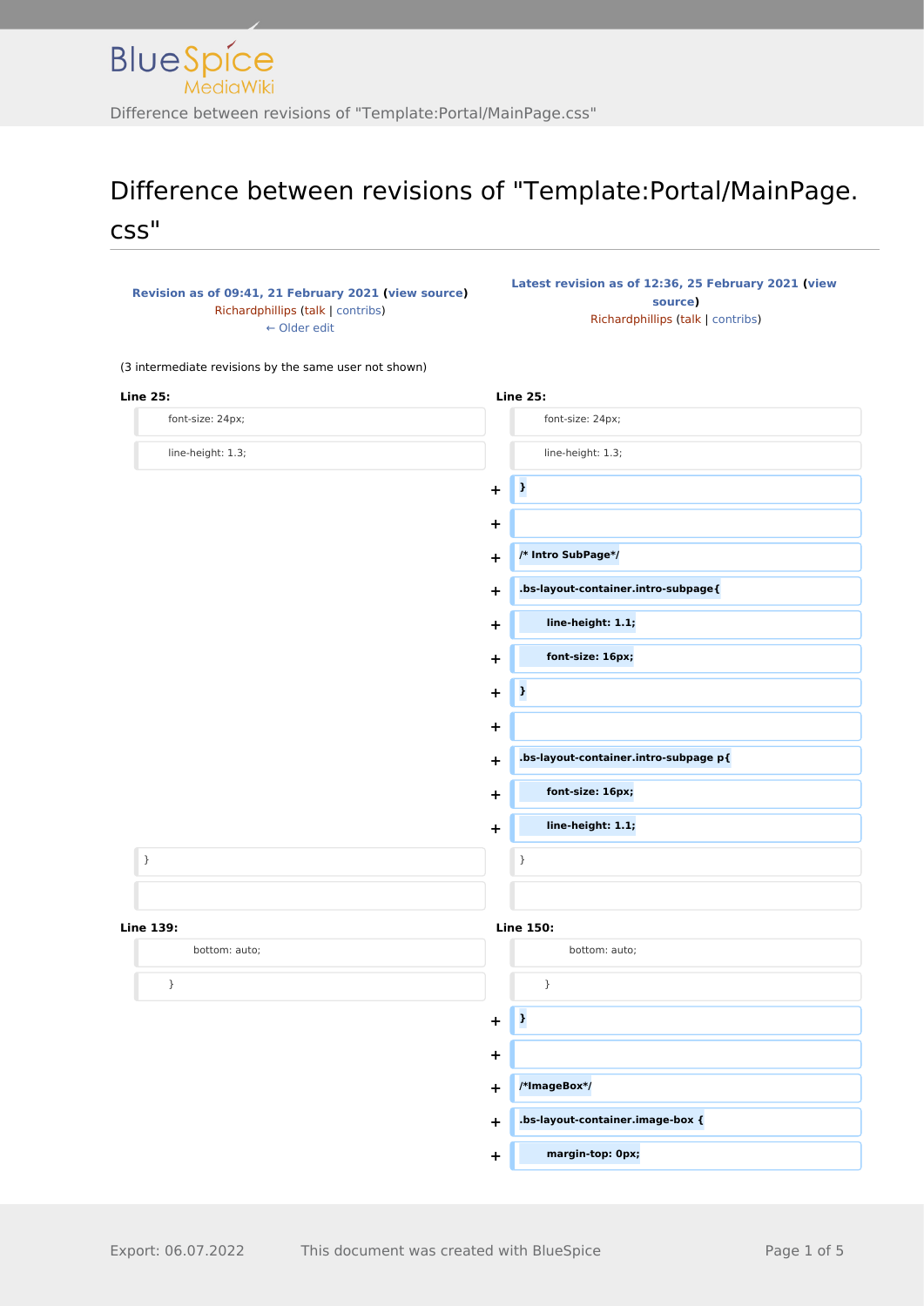# Difference between revisions of "Template:Portal/MainPage.css"

| Revision as of 09:41, 21 February 2021 (view source) Richardphillips (talk \| contribs) ← Older edit | | Latest revision as of 12:36, 25 February 2021 (view source) Richardphillips (talk \| contribs) |
|---|---|---|
| (3 intermediate revisions by the same user not shown) | | |
| **Line 25:** | | **Line 25:** |
| font-size: 24px; | | font-size: 24px; |
| line-height: 1.3; | | line-height: 1.3; |
| | + | **}** |
| | + | |
| | + | **/* Intro SubPage*/** |
| | + | **.bs-layout-container.intro-subpage{** |
| | + | **line-height: 1.1;** |
| | + | **font-size: 16px;** |
| | + | **}** |
| | + | |
| | + | **.bs-layout-container.intro-subpage p{** |
| | + | **font-size: 16px;** |
| | + | **line-height: 1.1;** |
| } | | } |
| | | |
| **Line 139:** | | **Line 150:** |
| bottom: auto; | | bottom: auto; |
| } | | } |
| | + | **}** |
| | + | |
| | + | **/*ImageBox*/** |
| | + | **.bs-layout-container.image-box {** |
| | + | **margin-top: 0px;** |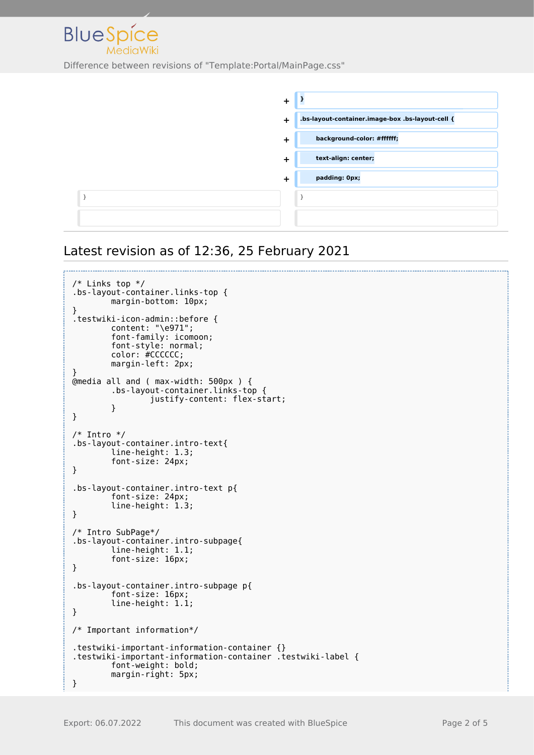| | | | |
|---|---|---|---|
| | + | } | |
| | + | .bs-layout-container.image-box .bs-layout-cell { | |
| | + | background-color: #ffffff; | |
| | + | text-align: center; | |
| | + | padding: 0px; | |
| } | | } | |
| | | | |

## Latest revision as of 12:36, 25 February 2021

```
/* Links top */
.bs-layout-container.links-top {
        margin-bottom: 10px;
}
.testwiki-icon-admin::before {
        content: "\e971";
        font-family: icomoon;
        font-style: normal;
        color: #CCCCCC;
        margin-left: 2px;
}
@media all and ( max-width: 500px ) {
        .bs-layout-container.links-top {
                justify-content: flex-start;
        }
}

/* Intro */
.bs-layout-container.intro-text{
        line-height: 1.3;
        font-size: 24px;
}

.bs-layout-container.intro-text p{
        font-size: 24px;
        line-height: 1.3;
}

/* Intro SubPage*/
.bs-layout-container.intro-subpage{
        line-height: 1.1;
        font-size: 16px;
}

.bs-layout-container.intro-subpage p{
        font-size: 16px;
        line-height: 1.1;
}

/* Important information*/

.testwiki-important-information-container {}
.testwiki-important-information-container .testwiki-label {
        font-weight: bold;
        margin-right: 5px;
}
```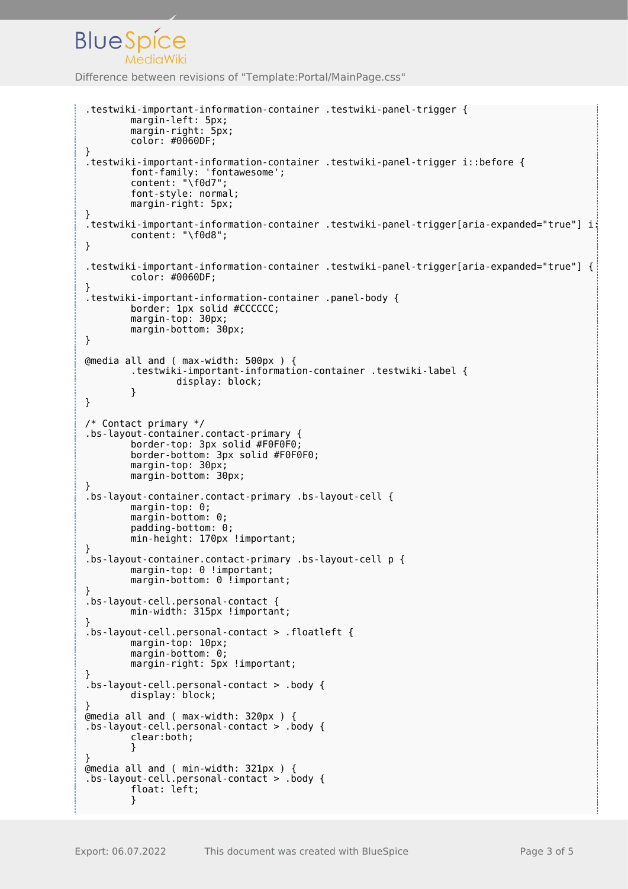```
.testwiki-important-information-container .testwiki-panel-trigger {
        margin-left: 5px;
        margin-right: 5px;
        color: #0060DF;
}
.testwiki-important-information-container .testwiki-panel-trigger i::before {
        font-family: 'fontawesome';
        content: "\f0d7";
        font-style: normal;
        margin-right: 5px;
}
.testwiki-important-information-container .testwiki-panel-trigger[aria-expanded="true"] i:
        content: "\f0d8";
}

.testwiki-important-information-container .testwiki-panel-trigger[aria-expanded="true"] {
        color: #0060DF;
}
.testwiki-important-information-container .panel-body {
        border: 1px solid #CCCCCC;
        margin-top: 30px;
        margin-bottom: 30px;
}

@media all and ( max-width: 500px ) {
        .testwiki-important-information-container .testwiki-label {
                display: block;
        }
}

/* Contact primary */
.bs-layout-container.contact-primary {
        border-top: 3px solid #F0F0F0;
        border-bottom: 3px solid #F0F0F0;
        margin-top: 30px;
        margin-bottom: 30px;
}
.bs-layout-container.contact-primary .bs-layout-cell {
        margin-top: 0;
        margin-bottom: 0;
        padding-bottom: 0;
        min-height: 170px !important;
}
.bs-layout-container.contact-primary .bs-layout-cell p {
        margin-top: 0 !important;
        margin-bottom: 0 !important;
}
.bs-layout-cell.personal-contact {
        min-width: 315px !important;
}
.bs-layout-cell.personal-contact > .floatleft {
        margin-top: 10px;
        margin-bottom: 0;
        margin-right: 5px !important;
}
.bs-layout-cell.personal-contact > .body {
        display: block;
}
@media all and ( max-width: 320px ) {
.bs-layout-cell.personal-contact > .body {
        clear:both;
        }
}
@media all and ( min-width: 321px ) {
.bs-layout-cell.personal-contact > .body {
        float: left;
        }
```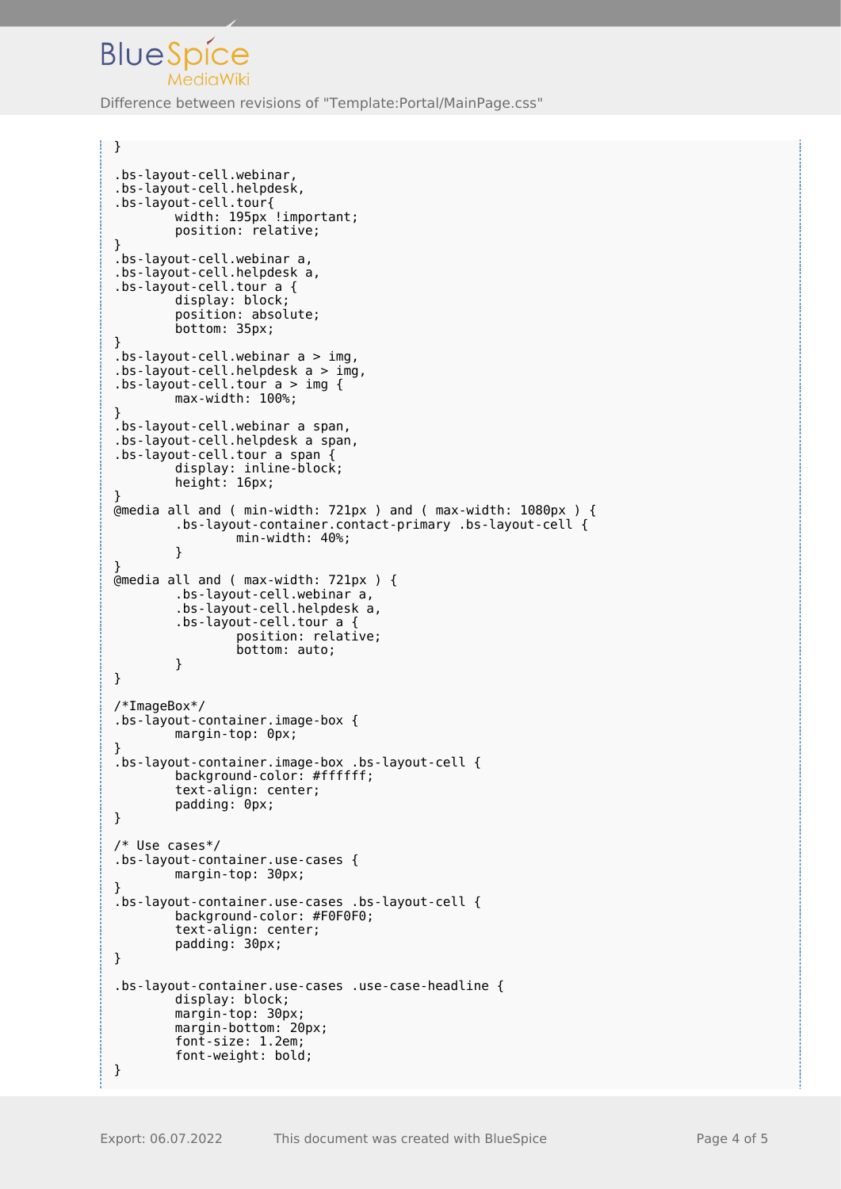```
}

.bs-layout-cell.webinar,
.bs-layout-cell.helpdesk,
.bs-layout-cell.tour{
        width: 195px !important;
        position: relative;
}
.bs-layout-cell.webinar a,
.bs-layout-cell.helpdesk a,
.bs-layout-cell.tour a {
        display: block;
        position: absolute;
        bottom: 35px;
}
.bs-layout-cell.webinar a > img,
.bs-layout-cell.helpdesk a > img,
.bs-layout-cell.tour a > img {
        max-width: 100%;
}
.bs-layout-cell.webinar a span,
.bs-layout-cell.helpdesk a span,
.bs-layout-cell.tour a span {
        display: inline-block;
        height: 16px;
}
@media all and ( min-width: 721px ) and ( max-width: 1080px ) {
        .bs-layout-container.contact-primary .bs-layout-cell {
                min-width: 40%;
        }
}
@media all and ( max-width: 721px ) {
        .bs-layout-cell.webinar a,
        .bs-layout-cell.helpdesk a,
        .bs-layout-cell.tour a {
                position: relative;
                bottom: auto;
        }
}

/*ImageBox*/
.bs-layout-container.image-box {
        margin-top: 0px;
}
.bs-layout-container.image-box .bs-layout-cell {
        background-color: #ffffff;
        text-align: center;
        padding: 0px;
}

/* Use cases*/
.bs-layout-container.use-cases {
        margin-top: 30px;
}
.bs-layout-container.use-cases .bs-layout-cell {
        background-color: #F0F0F0;
        text-align: center;
        padding: 30px;
}

.bs-layout-container.use-cases .use-case-headline {
        display: block;
        margin-top: 30px;
        margin-bottom: 20px;
        font-size: 1.2em;
        font-weight: bold;
}
```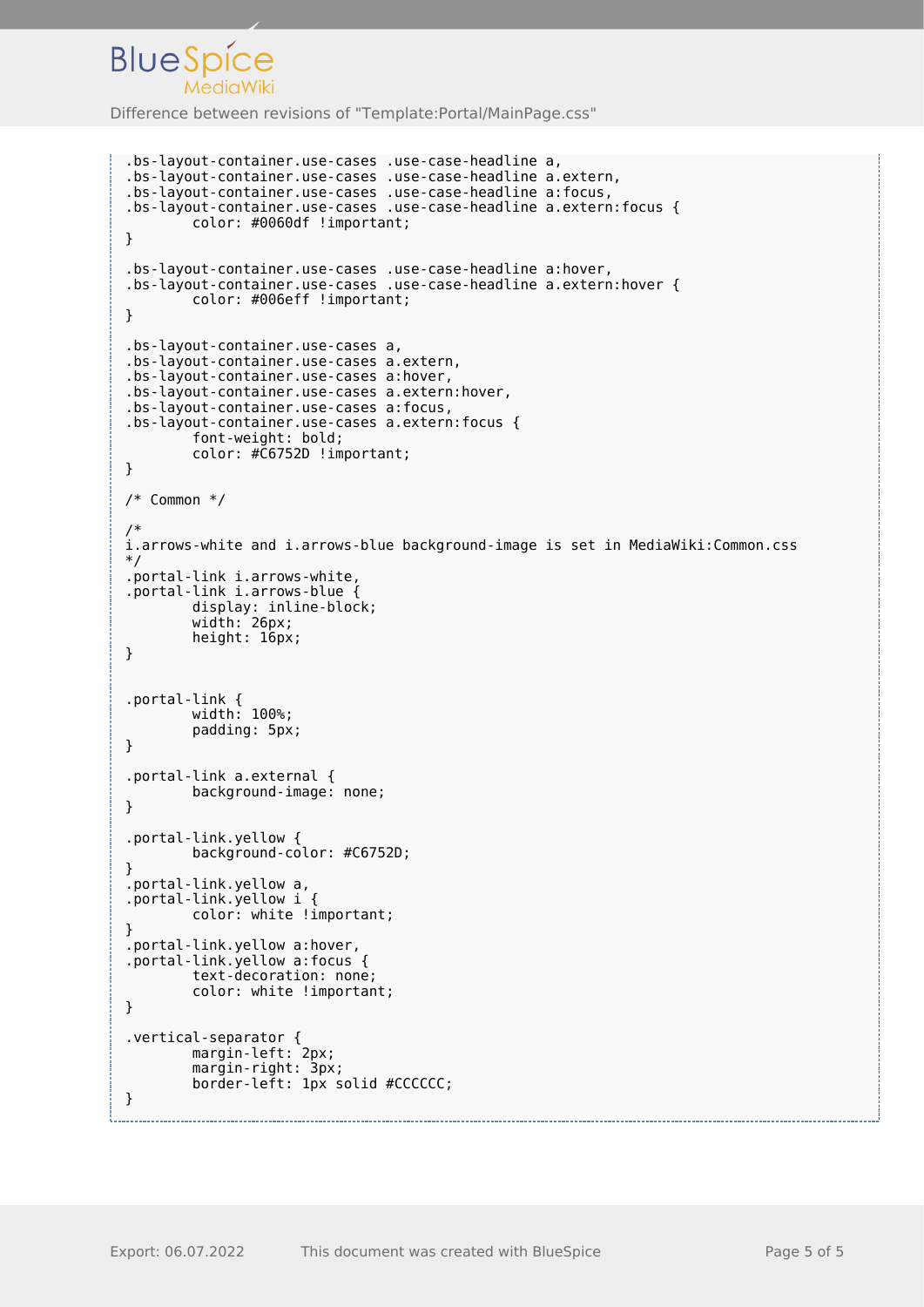```
.bs-layout-container.use-cases .use-case-headline a,
.bs-layout-container.use-cases .use-case-headline a.extern,
.bs-layout-container.use-cases .use-case-headline a:focus,
.bs-layout-container.use-cases .use-case-headline a.extern:focus {
        color: #0060df !important;
}

.bs-layout-container.use-cases .use-case-headline a:hover,
.bs-layout-container.use-cases .use-case-headline a.extern:hover {
        color: #006eff !important;
}

.bs-layout-container.use-cases a,
.bs-layout-container.use-cases a.extern,
.bs-layout-container.use-cases a:hover,
.bs-layout-container.use-cases a.extern:hover,
.bs-layout-container.use-cases a:focus,
.bs-layout-container.use-cases a.extern:focus {
        font-weight: bold;
        color: #C6752D !important;
}

/* Common */

/*
i.arrows-white and i.arrows-blue background-image is set in MediaWiki:Common.css
*/
.portal-link i.arrows-white,
.portal-link i.arrows-blue {
        display: inline-block;
        width: 26px;
        height: 16px;
}


.portal-link {
        width: 100%;
        padding: 5px;
}

.portal-link a.external {
        background-image: none;
}

.portal-link.yellow {
        background-color: #C6752D;
}
.portal-link.yellow a,
.portal-link.yellow i {
        color: white !important;
}
.portal-link.yellow a:hover,
.portal-link.yellow a:focus {
        text-decoration: none;
        color: white !important;
}

.vertical-separator {
        margin-left: 2px;
        margin-right: 3px;
        border-left: 1px solid #CCCCCC;
}
```